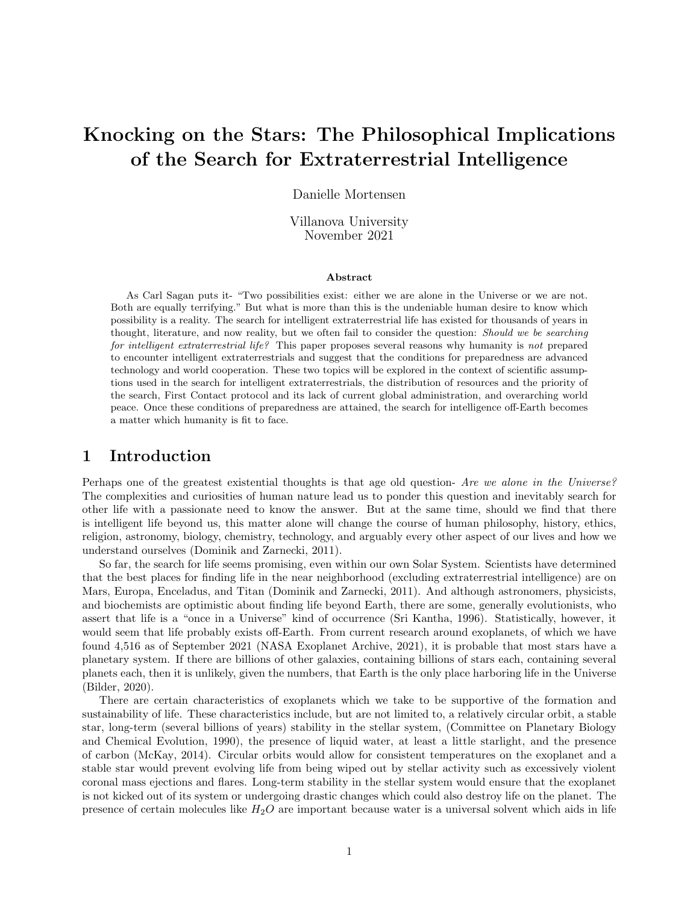# Knocking on the Stars: The Philosophical Implications of the Search for Extraterrestrial Intelligence

Danielle Mortensen

Villanova University
November 2021

### Abstract

As Carl Sagan puts it- "Two possibilities exist: either we are alone in the Universe or we are not. Both are equally terrifying." But what is more than this is the undeniable human desire to know which possibility is a reality. The search for intelligent extraterrestrial life has existed for thousands of years in thought, literature, and now reality, but we often fail to consider the question: *Should we be searching for intelligent extraterrestrial life?* This paper proposes several reasons why humanity is *not* prepared to encounter intelligent extraterrestrials and suggest that the conditions for preparedness are advanced technology and world cooperation. These two topics will be explored in the context of scientific assumptions used in the search for intelligent extraterrestrials, the distribution of resources and the priority of the search, First Contact protocol and its lack of current global administration, and overarching world peace. Once these conditions of preparedness are attained, the search for intelligence off-Earth becomes a matter which humanity is fit to face.

## 1 Introduction

Perhaps one of the greatest existential thoughts is that age old question- *Are we alone in the Universe?* The complexities and curiosities of human nature lead us to ponder this question and inevitably search for other life with a passionate need to know the answer. But at the same time, should we find that there is intelligent life beyond us, this matter alone will change the course of human philosophy, history, ethics, religion, astronomy, biology, chemistry, technology, and arguably every other aspect of our lives and how we understand ourselves (Dominik and Zarnecki, 2011).

So far, the search for life seems promising, even within our own Solar System. Scientists have determined that the best places for finding life in the near neighborhood (excluding extraterrestrial intelligence) are on Mars, Europa, Enceladus, and Titan (Dominik and Zarnecki, 2011). And although astronomers, physicists, and biochemists are optimistic about finding life beyond Earth, there are some, generally evolutionists, who assert that life is a "once in a Universe" kind of occurrence (Sri Kantha, 1996). Statistically, however, it would seem that life probably exists off-Earth. From current research around exoplanets, of which we have found 4,516 as of September 2021 (NASA Exoplanet Archive, 2021), it is probable that most stars have a planetary system. If there are billions of other galaxies, containing billions of stars each, containing several planets each, then it is unlikely, given the numbers, that Earth is the only place harboring life in the Universe (Bilder, 2020).

There are certain characteristics of exoplanets which we take to be supportive of the formation and sustainability of life. These characteristics include, but are not limited to, a relatively circular orbit, a stable star, long-term (several billions of years) stability in the stellar system, (Committee on Planetary Biology and Chemical Evolution, 1990), the presence of liquid water, at least a little starlight, and the presence of carbon (McKay, 2014). Circular orbits would allow for consistent temperatures on the exoplanet and a stable star would prevent evolving life from being wiped out by stellar activity such as excessively violent coronal mass ejections and flares. Long-term stability in the stellar system would ensure that the exoplanet is not kicked out of its system or undergoing drastic changes which could also destroy life on the planet. The presence of certain molecules like $H_2O$ are important because water is a universal solvent which aids in life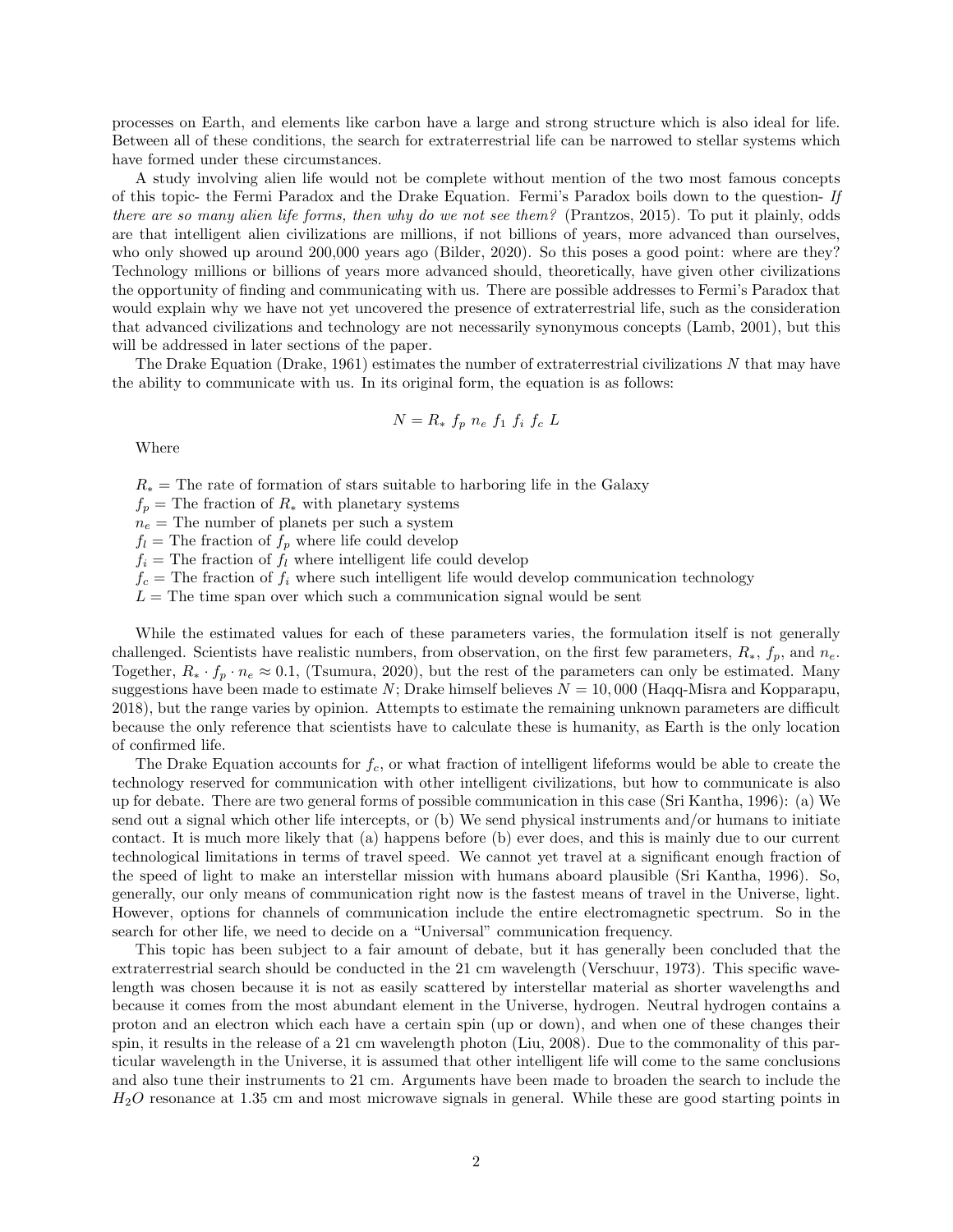processes on Earth, and elements like carbon have a large and strong structure which is also ideal for life. Between all of these conditions, the search for extraterrestrial life can be narrowed to stellar systems which have formed under these circumstances.

A study involving alien life would not be complete without mention of the two most famous concepts of this topic- the Fermi Paradox and the Drake Equation. Fermi's Paradox boils down to the question- *If there are so many alien life forms, then why do we not see them?* (Prantzos, 2015). To put it plainly, odds are that intelligent alien civilizations are millions, if not billions of years, more advanced than ourselves, who only showed up around 200,000 years ago (Bilder, 2020). So this poses a good point: where are they? Technology millions or billions of years more advanced should, theoretically, have given other civilizations the opportunity of finding and communicating with us. There are possible addresses to Fermi's Paradox that would explain why we have not yet uncovered the presence of extraterrestrial life, such as the consideration that advanced civilizations and technology are not necessarily synonymous concepts (Lamb, 2001), but this will be addressed in later sections of the paper.

The Drake Equation (Drake, 1961) estimates the number of extraterrestrial civilizations $N$ that may have the ability to communicate with us. In its original form, the equation is as follows:

$$N = R_* \; f_p \; n_e \; f_1 \; f_i \; f_c \; L$$

Where

$R_*$ = The rate of formation of stars suitable to harboring life in the Galaxy
$f_p$ = The fraction of $R_*$ with planetary systems
$n_e$ = The number of planets per such a system
$f_l$ = The fraction of $f_p$ where life could develop
$f_i$ = The fraction of $f_l$ where intelligent life could develop
$f_c$ = The fraction of $f_i$ where such intelligent life would develop communication technology
$L$ = The time span over which such a communication signal would be sent

While the estimated values for each of these parameters varies, the formulation itself is not generally challenged. Scientists have realistic numbers, from observation, on the first few parameters, $R_*$, $f_p$, and $n_e$. Together, $R_* \cdot f_p \cdot n_e \approx 0.1$, (Tsumura, 2020), but the rest of the parameters can only be estimated. Many suggestions have been made to estimate $N$; Drake himself believes $N = 10,000$ (Haqq-Misra and Kopparapu, 2018), but the range varies by opinion. Attempts to estimate the remaining unknown parameters are difficult because the only reference that scientists have to calculate these is humanity, as Earth is the only location of confirmed life.

The Drake Equation accounts for $f_c$, or what fraction of intelligent lifeforms would be able to create the technology reserved for communication with other intelligent civilizations, but how to communicate is also up for debate. There are two general forms of possible communication in this case (Sri Kantha, 1996): (a) We send out a signal which other life intercepts, or (b) We send physical instruments and/or humans to initiate contact. It is much more likely that (a) happens before (b) ever does, and this is mainly due to our current technological limitations in terms of travel speed. We cannot yet travel at a significant enough fraction of the speed of light to make an interstellar mission with humans aboard plausible (Sri Kantha, 1996). So, generally, our only means of communication right now is the fastest means of travel in the Universe, light. However, options for channels of communication include the entire electromagnetic spectrum. So in the search for other life, we need to decide on a "Universal" communication frequency.

This topic has been subject to a fair amount of debate, but it has generally been concluded that the extraterrestrial search should be conducted in the 21 cm wavelength (Verschuur, 1973). This specific wavelength was chosen because it is not as easily scattered by interstellar material as shorter wavelengths and because it comes from the most abundant element in the Universe, hydrogen. Neutral hydrogen contains a proton and an electron which each have a certain spin (up or down), and when one of these changes their spin, it results in the release of a 21 cm wavelength photon (Liu, 2008). Due to the commonality of this particular wavelength in the Universe, it is assumed that other intelligent life will come to the same conclusions and also tune their instruments to 21 cm. Arguments have been made to broaden the search to include the $H_2O$ resonance at 1.35 cm and most microwave signals in general. While these are good starting points in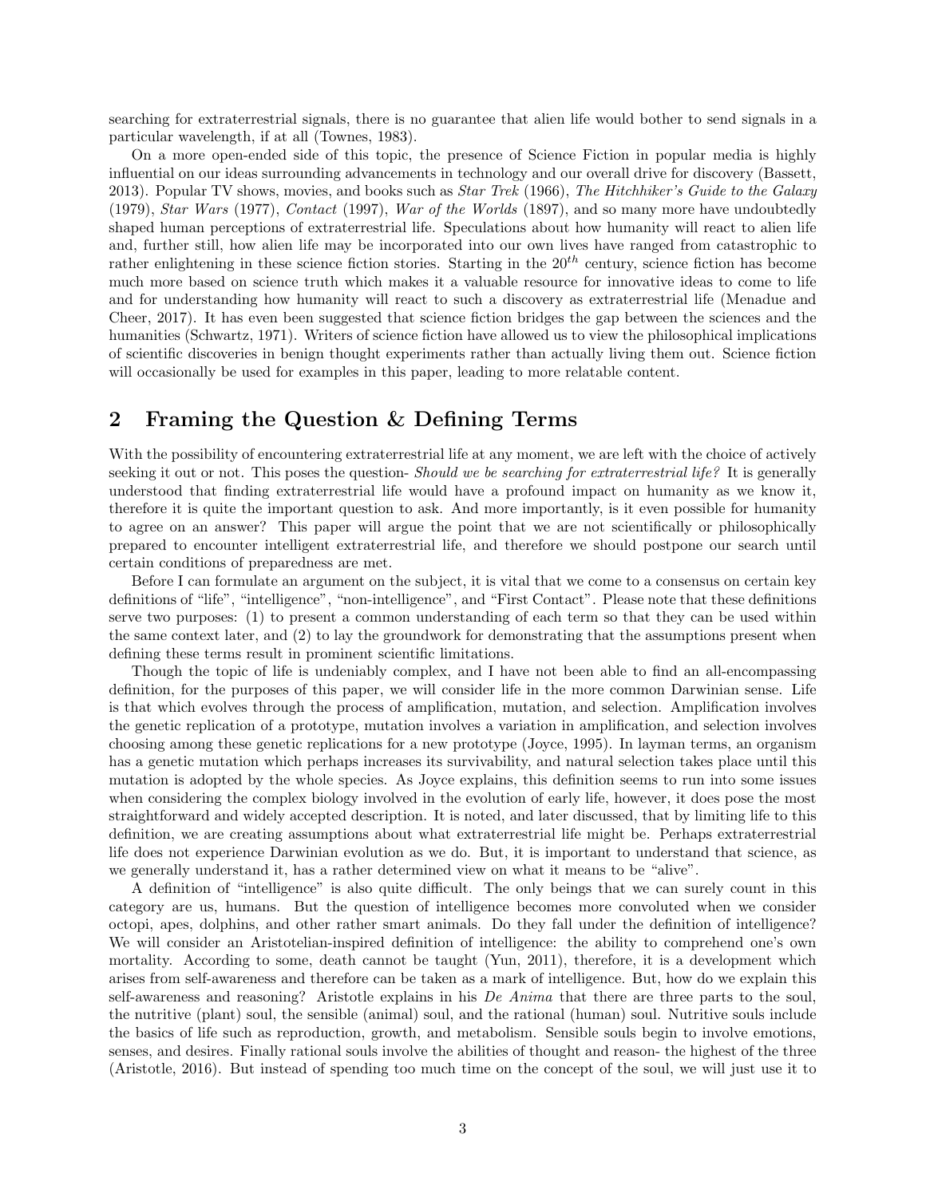searching for extraterrestrial signals, there is no guarantee that alien life would bother to send signals in a particular wavelength, if at all (Townes, 1983).

On a more open-ended side of this topic, the presence of Science Fiction in popular media is highly influential on our ideas surrounding advancements in technology and our overall drive for discovery (Bassett, 2013). Popular TV shows, movies, and books such as *Star Trek* (1966), *The Hitchhiker's Guide to the Galaxy* (1979), *Star Wars* (1977), *Contact* (1997), *War of the Worlds* (1897), and so many more have undoubtedly shaped human perceptions of extraterrestrial life. Speculations about how humanity will react to alien life and, further still, how alien life may be incorporated into our own lives have ranged from catastrophic to rather enlightening in these science fiction stories. Starting in the $20^{th}$ century, science fiction has become much more based on science truth which makes it a valuable resource for innovative ideas to come to life and for understanding how humanity will react to such a discovery as extraterrestrial life (Menadue and Cheer, 2017). It has even been suggested that science fiction bridges the gap between the sciences and the humanities (Schwartz, 1971). Writers of science fiction have allowed us to view the philosophical implications of scientific discoveries in benign thought experiments rather than actually living them out. Science fiction will occasionally be used for examples in this paper, leading to more relatable content.

## 2 Framing the Question & Defining Terms

With the possibility of encountering extraterrestrial life at any moment, we are left with the choice of actively seeking it out or not. This poses the question- *Should we be searching for extraterrestrial life?* It is generally understood that finding extraterrestrial life would have a profound impact on humanity as we know it, therefore it is quite the important question to ask. And more importantly, is it even possible for humanity to agree on an answer? This paper will argue the point that we are not scientifically or philosophically prepared to encounter intelligent extraterrestrial life, and therefore we should postpone our search until certain conditions of preparedness are met.

Before I can formulate an argument on the subject, it is vital that we come to a consensus on certain key definitions of "life", "intelligence", "non-intelligence", and "First Contact". Please note that these definitions serve two purposes: (1) to present a common understanding of each term so that they can be used within the same context later, and (2) to lay the groundwork for demonstrating that the assumptions present when defining these terms result in prominent scientific limitations.

Though the topic of life is undeniably complex, and I have not been able to find an all-encompassing definition, for the purposes of this paper, we will consider life in the more common Darwinian sense. Life is that which evolves through the process of amplification, mutation, and selection. Amplification involves the genetic replication of a prototype, mutation involves a variation in amplification, and selection involves choosing among these genetic replications for a new prototype (Joyce, 1995). In layman terms, an organism has a genetic mutation which perhaps increases its survivability, and natural selection takes place until this mutation is adopted by the whole species. As Joyce explains, this definition seems to run into some issues when considering the complex biology involved in the evolution of early life, however, it does pose the most straightforward and widely accepted description. It is noted, and later discussed, that by limiting life to this definition, we are creating assumptions about what extraterrestrial life might be. Perhaps extraterrestrial life does not experience Darwinian evolution as we do. But, it is important to understand that science, as we generally understand it, has a rather determined view on what it means to be "alive".

A definition of "intelligence" is also quite difficult. The only beings that we can surely count in this category are us, humans. But the question of intelligence becomes more convoluted when we consider octopi, apes, dolphins, and other rather smart animals. Do they fall under the definition of intelligence? We will consider an Aristotelian-inspired definition of intelligence: the ability to comprehend one's own mortality. According to some, death cannot be taught (Yun, 2011), therefore, it is a development which arises from self-awareness and therefore can be taken as a mark of intelligence. But, how do we explain this self-awareness and reasoning? Aristotle explains in his *De Anima* that there are three parts to the soul, the nutritive (plant) soul, the sensible (animal) soul, and the rational (human) soul. Nutritive souls include the basics of life such as reproduction, growth, and metabolism. Sensible souls begin to involve emotions, senses, and desires. Finally rational souls involve the abilities of thought and reason- the highest of the three (Aristotle, 2016). But instead of spending too much time on the concept of the soul, we will just use it to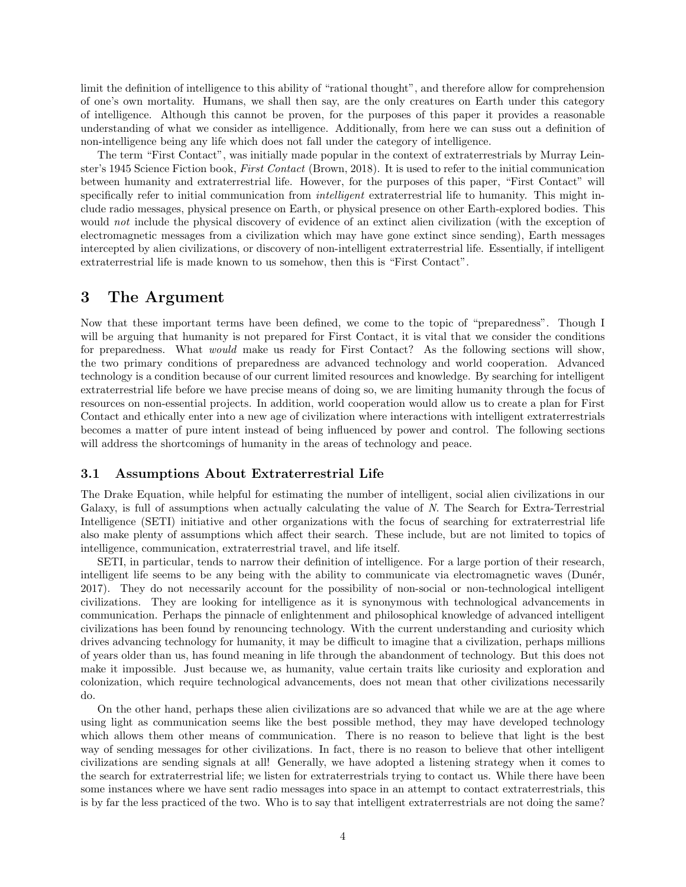limit the definition of intelligence to this ability of "rational thought", and therefore allow for comprehension of one's own mortality. Humans, we shall then say, are the only creatures on Earth under this category of intelligence. Although this cannot be proven, for the purposes of this paper it provides a reasonable understanding of what we consider as intelligence. Additionally, from here we can suss out a definition of non-intelligence being any life which does not fall under the category of intelligence.

The term "First Contact", was initially made popular in the context of extraterrestrials by Murray Leinster's 1945 Science Fiction book, *First Contact* (Brown, 2018). It is used to refer to the initial communication between humanity and extraterrestrial life. However, for the purposes of this paper, "First Contact" will specifically refer to initial communication from *intelligent* extraterrestrial life to humanity. This might include radio messages, physical presence on Earth, or physical presence on other Earth-explored bodies. This would *not* include the physical discovery of evidence of an extinct alien civilization (with the exception of electromagnetic messages from a civilization which may have gone extinct since sending), Earth messages intercepted by alien civilizations, or discovery of non-intelligent extraterrestrial life. Essentially, if intelligent extraterrestrial life is made known to us somehow, then this is "First Contact".

# 3 The Argument

Now that these important terms have been defined, we come to the topic of "preparedness". Though I will be arguing that humanity is not prepared for First Contact, it is vital that we consider the conditions for preparedness. What *would* make us ready for First Contact? As the following sections will show, the two primary conditions of preparedness are advanced technology and world cooperation. Advanced technology is a condition because of our current limited resources and knowledge. By searching for intelligent extraterrestrial life before we have precise means of doing so, we are limiting humanity through the focus of resources on non-essential projects. In addition, world cooperation would allow us to create a plan for First Contact and ethically enter into a new age of civilization where interactions with intelligent extraterrestrials becomes a matter of pure intent instead of being influenced by power and control. The following sections will address the shortcomings of humanity in the areas of technology and peace.

## 3.1 Assumptions About Extraterrestrial Life

The Drake Equation, while helpful for estimating the number of intelligent, social alien civilizations in our Galaxy, is full of assumptions when actually calculating the value of $N$. The Search for Extra-Terrestrial Intelligence (SETI) initiative and other organizations with the focus of searching for extraterrestrial life also make plenty of assumptions which affect their search. These include, but are not limited to topics of intelligence, communication, extraterrestrial travel, and life itself.

SETI, in particular, tends to narrow their definition of intelligence. For a large portion of their research, intelligent life seems to be any being with the ability to communicate via electromagnetic waves (Dunér, 2017). They do not necessarily account for the possibility of non-social or non-technological intelligent civilizations. They are looking for intelligence as it is synonymous with technological advancements in communication. Perhaps the pinnacle of enlightenment and philosophical knowledge of advanced intelligent civilizations has been found by renouncing technology. With the current understanding and curiosity which drives advancing technology for humanity, it may be difficult to imagine that a civilization, perhaps millions of years older than us, has found meaning in life through the abandonment of technology. But this does not make it impossible. Just because we, as humanity, value certain traits like curiosity and exploration and colonization, which require technological advancements, does not mean that other civilizations necessarily do.

On the other hand, perhaps these alien civilizations are so advanced that while we are at the age where using light as communication seems like the best possible method, they may have developed technology which allows them other means of communication. There is no reason to believe that light is the best way of sending messages for other civilizations. In fact, there is no reason to believe that other intelligent civilizations are sending signals at all! Generally, we have adopted a listening strategy when it comes to the search for extraterrestrial life; we listen for extraterrestrials trying to contact us. While there have been some instances where we have sent radio messages into space in an attempt to contact extraterrestrials, this is by far the less practiced of the two. Who is to say that intelligent extraterrestrials are not doing the same?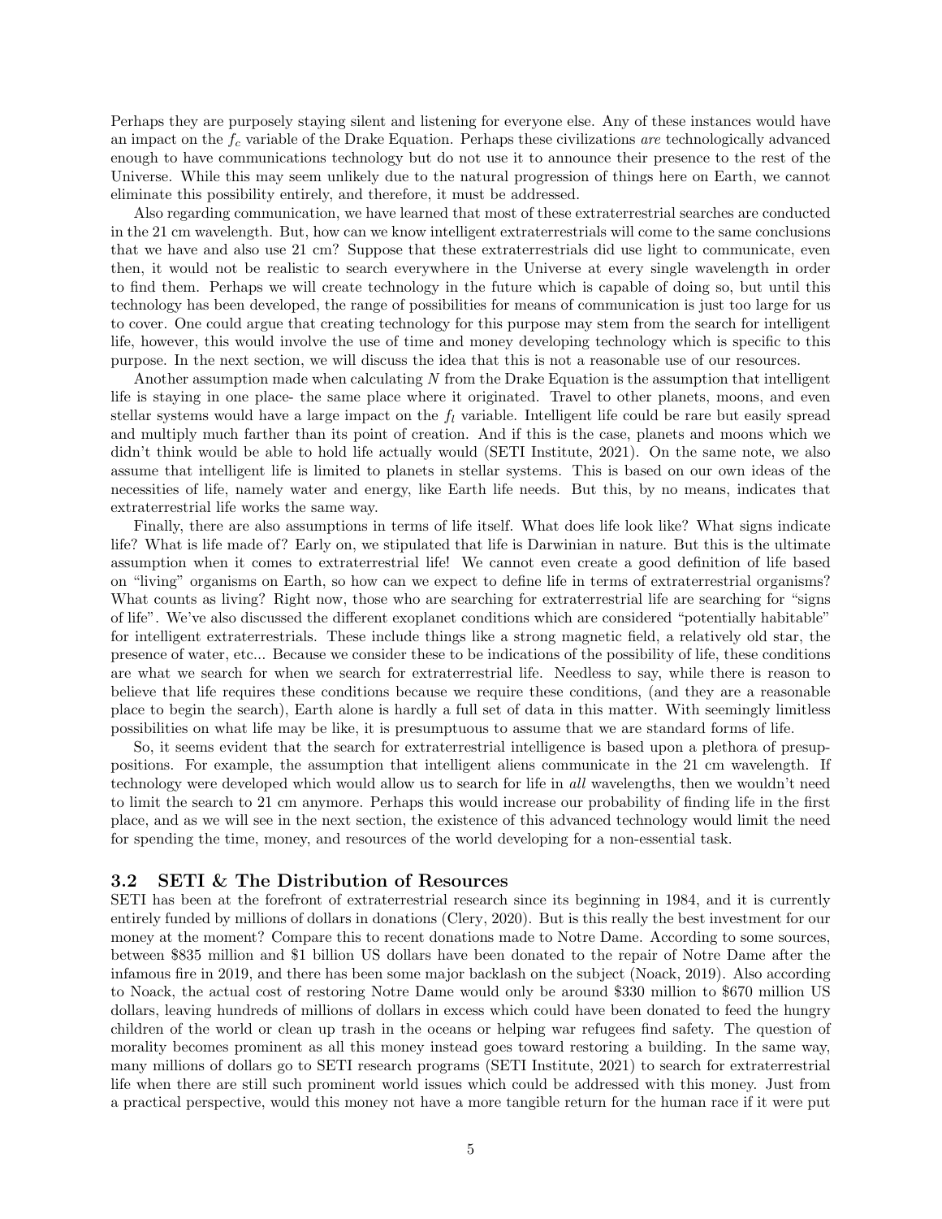Perhaps they are purposely staying silent and listening for everyone else. Any of these instances would have an impact on the $f_c$ variable of the Drake Equation. Perhaps these civilizations *are* technologically advanced enough to have communications technology but do not use it to announce their presence to the rest of the Universe. While this may seem unlikely due to the natural progression of things here on Earth, we cannot eliminate this possibility entirely, and therefore, it must be addressed.

Also regarding communication, we have learned that most of these extraterrestrial searches are conducted in the 21 cm wavelength. But, how can we know intelligent extraterrestrials will come to the same conclusions that we have and also use 21 cm? Suppose that these extraterrestrials did use light to communicate, even then, it would not be realistic to search everywhere in the Universe at every single wavelength in order to find them. Perhaps we will create technology in the future which is capable of doing so, but until this technology has been developed, the range of possibilities for means of communication is just too large for us to cover. One could argue that creating technology for this purpose may stem from the search for intelligent life, however, this would involve the use of time and money developing technology which is specific to this purpose. In the next section, we will discuss the idea that this is not a reasonable use of our resources.

Another assumption made when calculating $N$ from the Drake Equation is the assumption that intelligent life is staying in one place- the same place where it originated. Travel to other planets, moons, and even stellar systems would have a large impact on the $f_l$ variable. Intelligent life could be rare but easily spread and multiply much farther than its point of creation. And if this is the case, planets and moons which we didn't think would be able to hold life actually would (SETI Institute, 2021). On the same note, we also assume that intelligent life is limited to planets in stellar systems. This is based on our own ideas of the necessities of life, namely water and energy, like Earth life needs. But this, by no means, indicates that extraterrestrial life works the same way.

Finally, there are also assumptions in terms of life itself. What does life look like? What signs indicate life? What is life made of? Early on, we stipulated that life is Darwinian in nature. But this is the ultimate assumption when it comes to extraterrestrial life! We cannot even create a good definition of life based on "living" organisms on Earth, so how can we expect to define life in terms of extraterrestrial organisms? What counts as living? Right now, those who are searching for extraterrestrial life are searching for "signs of life". We've also discussed the different exoplanet conditions which are considered "potentially habitable" for intelligent extraterrestrials. These include things like a strong magnetic field, a relatively old star, the presence of water, etc... Because we consider these to be indications of the possibility of life, these conditions are what we search for when we search for extraterrestrial life. Needless to say, while there is reason to believe that life requires these conditions because we require these conditions, (and they are a reasonable place to begin the search), Earth alone is hardly a full set of data in this matter. With seemingly limitless possibilities on what life may be like, it is presumptuous to assume that we are standard forms of life.

So, it seems evident that the search for extraterrestrial intelligence is based upon a plethora of presuppositions. For example, the assumption that intelligent aliens communicate in the 21 cm wavelength. If technology were developed which would allow us to search for life in *all* wavelengths, then we wouldn't need to limit the search to 21 cm anymore. Perhaps this would increase our probability of finding life in the first place, and as we will see in the next section, the existence of this advanced technology would limit the need for spending the time, money, and resources of the world developing for a non-essential task.

### 3.2 SETI & The Distribution of Resources

SETI has been at the forefront of extraterrestrial research since its beginning in 1984, and it is currently entirely funded by millions of dollars in donations (Clery, 2020). But is this really the best investment for our money at the moment? Compare this to recent donations made to Notre Dame. According to some sources, between \$835 million and \$1 billion US dollars have been donated to the repair of Notre Dame after the infamous fire in 2019, and there has been some major backlash on the subject (Noack, 2019). Also according to Noack, the actual cost of restoring Notre Dame would only be around \$330 million to \$670 million US dollars, leaving hundreds of millions of dollars in excess which could have been donated to feed the hungry children of the world or clean up trash in the oceans or helping war refugees find safety. The question of morality becomes prominent as all this money instead goes toward restoring a building. In the same way, many millions of dollars go to SETI research programs (SETI Institute, 2021) to search for extraterrestrial life when there are still such prominent world issues which could be addressed with this money. Just from a practical perspective, would this money not have a more tangible return for the human race if it were put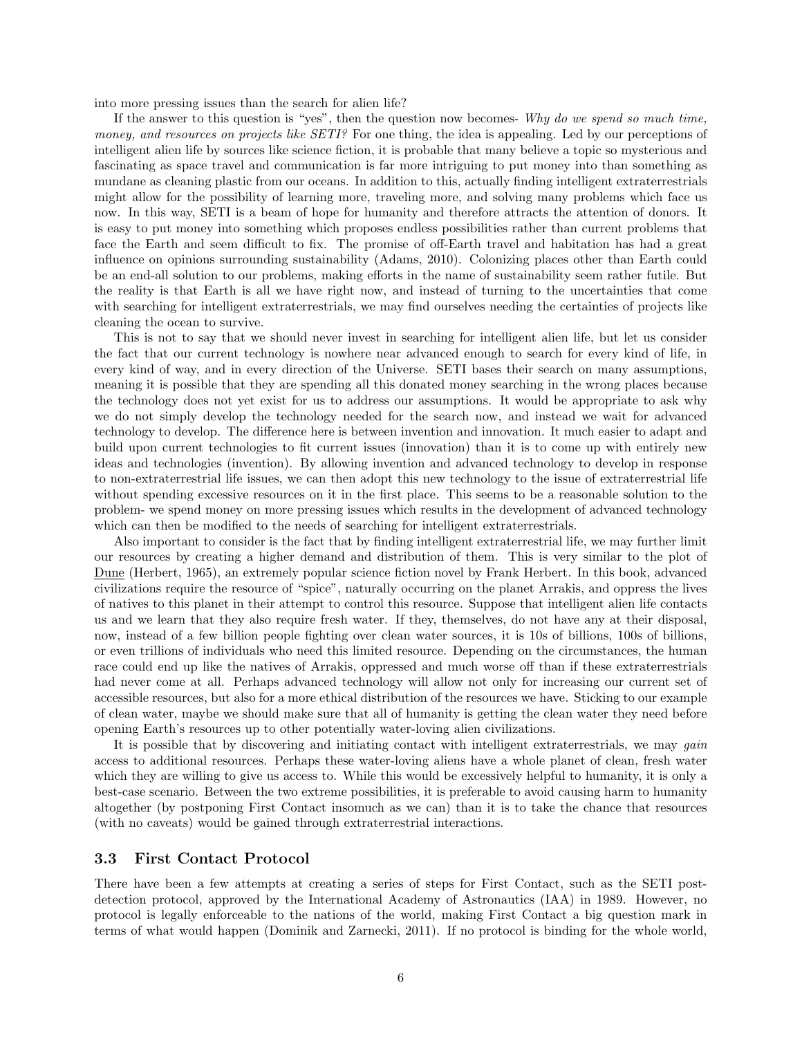into more pressing issues than the search for alien life?

If the answer to this question is "yes", then the question now becomes- *Why do we spend so much time, money, and resources on projects like SETI?* For one thing, the idea is appealing. Led by our perceptions of intelligent alien life by sources like science fiction, it is probable that many believe a topic so mysterious and fascinating as space travel and communication is far more intriguing to put money into than something as mundane as cleaning plastic from our oceans. In addition to this, actually finding intelligent extraterrestrials might allow for the possibility of learning more, traveling more, and solving many problems which face us now. In this way, SETI is a beam of hope for humanity and therefore attracts the attention of donors. It is easy to put money into something which proposes endless possibilities rather than current problems that face the Earth and seem difficult to fix. The promise of off-Earth travel and habitation has had a great influence on opinions surrounding sustainability (Adams, 2010). Colonizing places other than Earth could be an end-all solution to our problems, making efforts in the name of sustainability seem rather futile. But the reality is that Earth is all we have right now, and instead of turning to the uncertainties that come with searching for intelligent extraterrestrials, we may find ourselves needing the certainties of projects like cleaning the ocean to survive.

This is not to say that we should never invest in searching for intelligent alien life, but let us consider the fact that our current technology is nowhere near advanced enough to search for every kind of life, in every kind of way, and in every direction of the Universe. SETI bases their search on many assumptions, meaning it is possible that they are spending all this donated money searching in the wrong places because the technology does not yet exist for us to address our assumptions. It would be appropriate to ask why we do not simply develop the technology needed for the search now, and instead we wait for advanced technology to develop. The difference here is between invention and innovation. It much easier to adapt and build upon current technologies to fit current issues (innovation) than it is to come up with entirely new ideas and technologies (invention). By allowing invention and advanced technology to develop in response to non-extraterrestrial life issues, we can then adopt this new technology to the issue of extraterrestrial life without spending excessive resources on it in the first place. This seems to be a reasonable solution to the problem- we spend money on more pressing issues which results in the development of advanced technology which can then be modified to the needs of searching for intelligent extraterrestrials.

Also important to consider is the fact that by finding intelligent extraterrestrial life, we may further limit our resources by creating a higher demand and distribution of them. This is very similar to the plot of Dune (Herbert, 1965), an extremely popular science fiction novel by Frank Herbert. In this book, advanced civilizations require the resource of "spice", naturally occurring on the planet Arrakis, and oppress the lives of natives to this planet in their attempt to control this resource. Suppose that intelligent alien life contacts us and we learn that they also require fresh water. If they, themselves, do not have any at their disposal, now, instead of a few billion people fighting over clean water sources, it is 10s of billions, 100s of billions, or even trillions of individuals who need this limited resource. Depending on the circumstances, the human race could end up like the natives of Arrakis, oppressed and much worse off than if these extraterrestrials had never come at all. Perhaps advanced technology will allow not only for increasing our current set of accessible resources, but also for a more ethical distribution of the resources we have. Sticking to our example of clean water, maybe we should make sure that all of humanity is getting the clean water they need before opening Earth's resources up to other potentially water-loving alien civilizations.

It is possible that by discovering and initiating contact with intelligent extraterrestrials, we may *gain* access to additional resources. Perhaps these water-loving aliens have a whole planet of clean, fresh water which they are willing to give us access to. While this would be excessively helpful to humanity, it is only a best-case scenario. Between the two extreme possibilities, it is preferable to avoid causing harm to humanity altogether (by postponing First Contact insomuch as we can) than it is to take the chance that resources (with no caveats) would be gained through extraterrestrial interactions.

### 3.3 First Contact Protocol

There have been a few attempts at creating a series of steps for First Contact, such as the SETI post-detection protocol, approved by the International Academy of Astronautics (IAA) in 1989. However, no protocol is legally enforceable to the nations of the world, making First Contact a big question mark in terms of what would happen (Dominik and Zarnecki, 2011). If no protocol is binding for the whole world,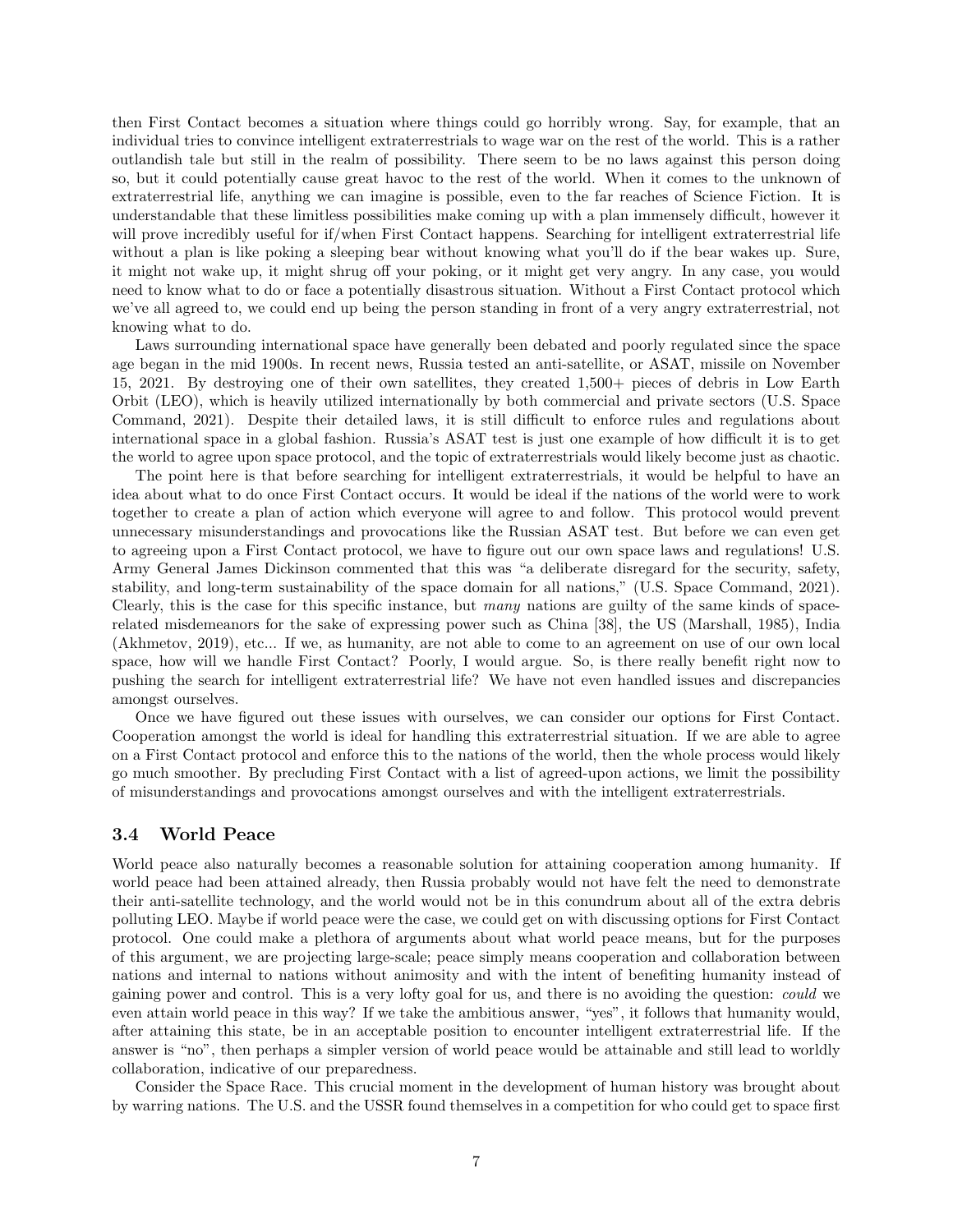then First Contact becomes a situation where things could go horribly wrong. Say, for example, that an individual tries to convince intelligent extraterrestrials to wage war on the rest of the world. This is a rather outlandish tale but still in the realm of possibility. There seem to be no laws against this person doing so, but it could potentially cause great havoc to the rest of the world. When it comes to the unknown of extraterrestrial life, anything we can imagine is possible, even to the far reaches of Science Fiction. It is understandable that these limitless possibilities make coming up with a plan immensely difficult, however it will prove incredibly useful for if/when First Contact happens. Searching for intelligent extraterrestrial life without a plan is like poking a sleeping bear without knowing what you'll do if the bear wakes up. Sure, it might not wake up, it might shrug off your poking, or it might get very angry. In any case, you would need to know what to do or face a potentially disastrous situation. Without a First Contact protocol which we've all agreed to, we could end up being the person standing in front of a very angry extraterrestrial, not knowing what to do.

Laws surrounding international space have generally been debated and poorly regulated since the space age began in the mid 1900s. In recent news, Russia tested an anti-satellite, or ASAT, missile on November 15, 2021. By destroying one of their own satellites, they created 1,500+ pieces of debris in Low Earth Orbit (LEO), which is heavily utilized internationally by both commercial and private sectors (U.S. Space Command, 2021). Despite their detailed laws, it is still difficult to enforce rules and regulations about international space in a global fashion. Russia's ASAT test is just one example of how difficult it is to get the world to agree upon space protocol, and the topic of extraterrestrials would likely become just as chaotic.

The point here is that before searching for intelligent extraterrestrials, it would be helpful to have an idea about what to do once First Contact occurs. It would be ideal if the nations of the world were to work together to create a plan of action which everyone will agree to and follow. This protocol would prevent unnecessary misunderstandings and provocations like the Russian ASAT test. But before we can even get to agreeing upon a First Contact protocol, we have to figure out our own space laws and regulations! U.S. Army General James Dickinson commented that this was "a deliberate disregard for the security, safety, stability, and long-term sustainability of the space domain for all nations," (U.S. Space Command, 2021). Clearly, this is the case for this specific instance, but *many* nations are guilty of the same kinds of space-related misdemeanors for the sake of expressing power such as China [38], the US (Marshall, 1985), India (Akhmetov, 2019), etc... If we, as humanity, are not able to come to an agreement on use of our own local space, how will we handle First Contact? Poorly, I would argue. So, is there really benefit right now to pushing the search for intelligent extraterrestrial life? We have not even handled issues and discrepancies amongst ourselves.

Once we have figured out these issues with ourselves, we can consider our options for First Contact. Cooperation amongst the world is ideal for handling this extraterrestrial situation. If we are able to agree on a First Contact protocol and enforce this to the nations of the world, then the whole process would likely go much smoother. By precluding First Contact with a list of agreed-upon actions, we limit the possibility of misunderstandings and provocations amongst ourselves and with the intelligent extraterrestrials.

### 3.4 World Peace

World peace also naturally becomes a reasonable solution for attaining cooperation among humanity. If world peace had been attained already, then Russia probably would not have felt the need to demonstrate their anti-satellite technology, and the world would not be in this conundrum about all of the extra debris polluting LEO. Maybe if world peace were the case, we could get on with discussing options for First Contact protocol. One could make a plethora of arguments about what world peace means, but for the purposes of this argument, we are projecting large-scale; peace simply means cooperation and collaboration between nations and internal to nations without animosity and with the intent of benefiting humanity instead of gaining power and control. This is a very lofty goal for us, and there is no avoiding the question: *could* we even attain world peace in this way? If we take the ambitious answer, "yes", it follows that humanity would, after attaining this state, be in an acceptable position to encounter intelligent extraterrestrial life. If the answer is "no", then perhaps a simpler version of world peace would be attainable and still lead to worldly collaboration, indicative of our preparedness.

Consider the Space Race. This crucial moment in the development of human history was brought about by warring nations. The U.S. and the USSR found themselves in a competition for who could get to space first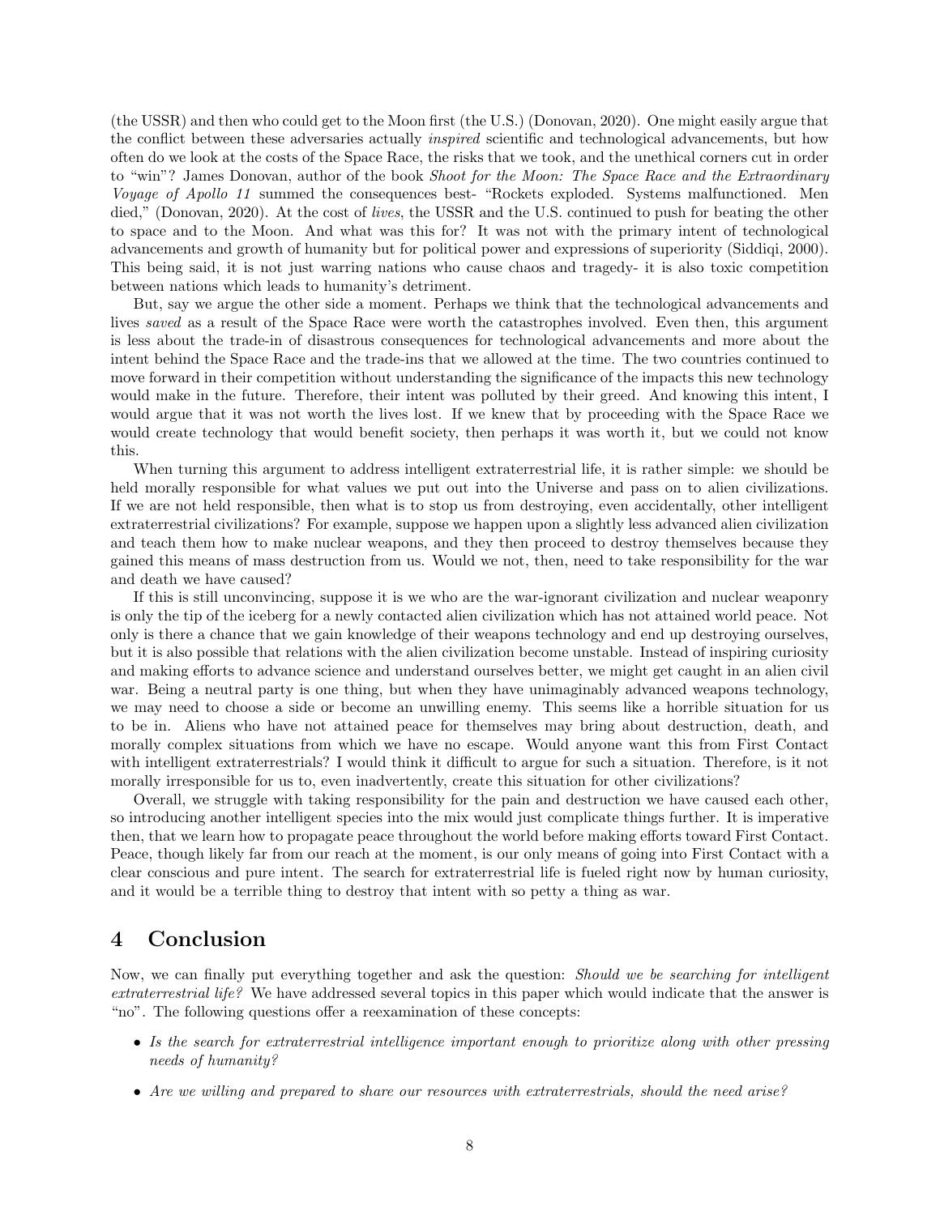(the USSR) and then who could get to the Moon first (the U.S.) (Donovan, 2020). One might easily argue that the conflict between these adversaries actually *inspired* scientific and technological advancements, but how often do we look at the costs of the Space Race, the risks that we took, and the unethical corners cut in order to "win"? James Donovan, author of the book *Shoot for the Moon: The Space Race and the Extraordinary Voyage of Apollo 11* summed the consequences best- "Rockets exploded. Systems malfunctioned. Men died," (Donovan, 2020). At the cost of *lives*, the USSR and the U.S. continued to push for beating the other to space and to the Moon. And what was this for? It was not with the primary intent of technological advancements and growth of humanity but for political power and expressions of superiority (Siddiqi, 2000). This being said, it is not just warring nations who cause chaos and tragedy- it is also toxic competition between nations which leads to humanity's detriment.

But, say we argue the other side a moment. Perhaps we think that the technological advancements and lives *saved* as a result of the Space Race were worth the catastrophes involved. Even then, this argument is less about the trade-in of disastrous consequences for technological advancements and more about the intent behind the Space Race and the trade-ins that we allowed at the time. The two countries continued to move forward in their competition without understanding the significance of the impacts this new technology would make in the future. Therefore, their intent was polluted by their greed. And knowing this intent, I would argue that it was not worth the lives lost. If we knew that by proceeding with the Space Race we would create technology that would benefit society, then perhaps it was worth it, but we could not know this.

When turning this argument to address intelligent extraterrestrial life, it is rather simple: we should be held morally responsible for what values we put out into the Universe and pass on to alien civilizations. If we are not held responsible, then what is to stop us from destroying, even accidentally, other intelligent extraterrestrial civilizations? For example, suppose we happen upon a slightly less advanced alien civilization and teach them how to make nuclear weapons, and they then proceed to destroy themselves because they gained this means of mass destruction from us. Would we not, then, need to take responsibility for the war and death we have caused?

If this is still unconvincing, suppose it is we who are the war-ignorant civilization and nuclear weaponry is only the tip of the iceberg for a newly contacted alien civilization which has not attained world peace. Not only is there a chance that we gain knowledge of their weapons technology and end up destroying ourselves, but it is also possible that relations with the alien civilization become unstable. Instead of inspiring curiosity and making efforts to advance science and understand ourselves better, we might get caught in an alien civil war. Being a neutral party is one thing, but when they have unimaginably advanced weapons technology, we may need to choose a side or become an unwilling enemy. This seems like a horrible situation for us to be in. Aliens who have not attained peace for themselves may bring about destruction, death, and morally complex situations from which we have no escape. Would anyone want this from First Contact with intelligent extraterrestrials? I would think it difficult to argue for such a situation. Therefore, is it not morally irresponsible for us to, even inadvertently, create this situation for other civilizations?

Overall, we struggle with taking responsibility for the pain and destruction we have caused each other, so introducing another intelligent species into the mix would just complicate things further. It is imperative then, that we learn how to propagate peace throughout the world before making efforts toward First Contact. Peace, though likely far from our reach at the moment, is our only means of going into First Contact with a clear conscious and pure intent. The search for extraterrestrial life is fueled right now by human curiosity, and it would be a terrible thing to destroy that intent with so petty a thing as war.

## 4 Conclusion

Now, we can finally put everything together and ask the question: *Should we be searching for intelligent extraterrestrial life?* We have addressed several topics in this paper which would indicate that the answer is "no". The following questions offer a reexamination of these concepts:

- *Is the search for extraterrestrial intelligence important enough to prioritize along with other pressing needs of humanity?*
- *Are we willing and prepared to share our resources with extraterrestrials, should the need arise?*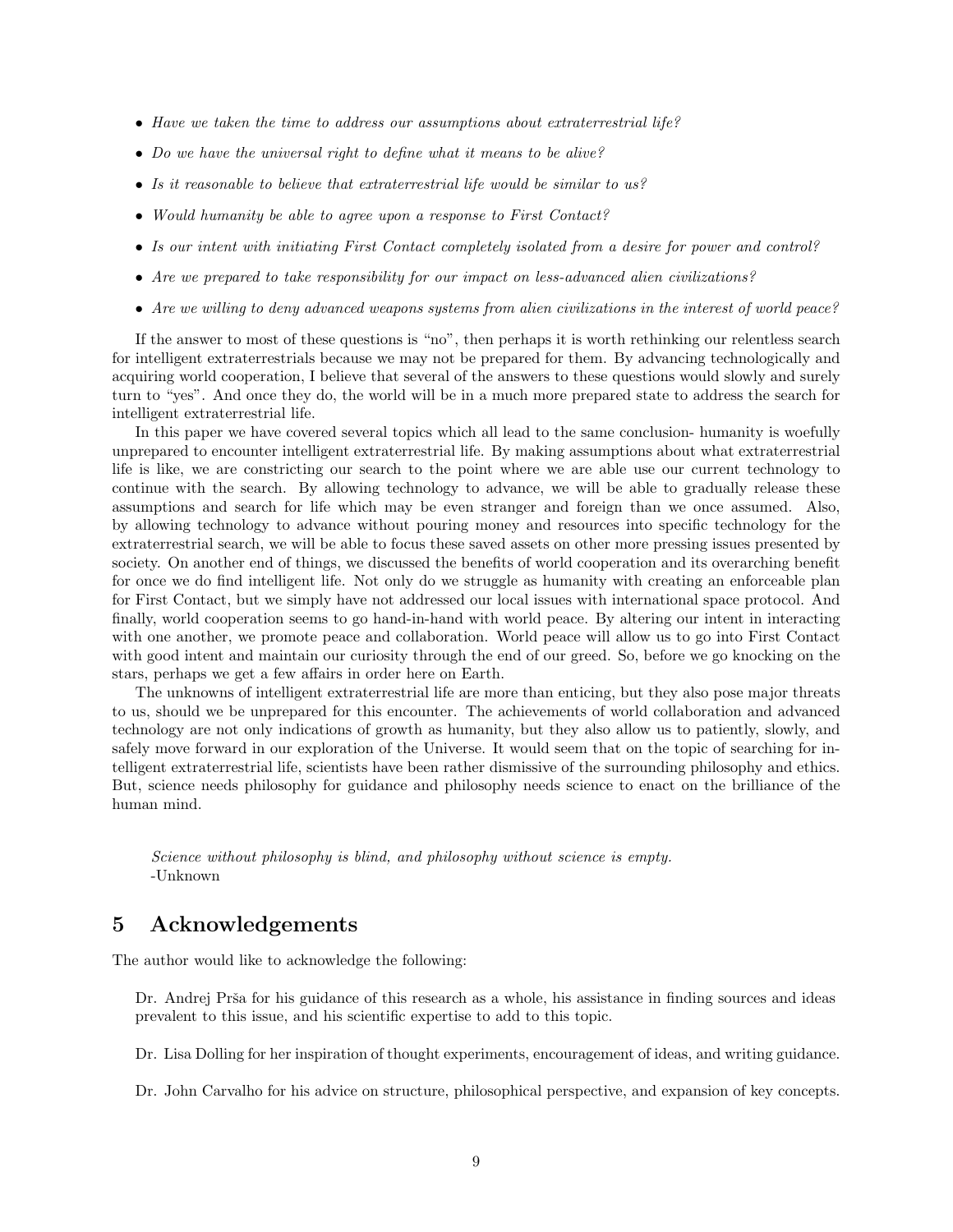- *Have we taken the time to address our assumptions about extraterrestrial life?*
- *Do we have the universal right to define what it means to be alive?*
- *Is it reasonable to believe that extraterrestrial life would be similar to us?*
- *Would humanity be able to agree upon a response to First Contact?*
- *Is our intent with initiating First Contact completely isolated from a desire for power and control?*
- *Are we prepared to take responsibility for our impact on less-advanced alien civilizations?*
- *Are we willing to deny advanced weapons systems from alien civilizations in the interest of world peace?*

If the answer to most of these questions is "no", then perhaps it is worth rethinking our relentless search for intelligent extraterrestrials because we may not be prepared for them. By advancing technologically and acquiring world cooperation, I believe that several of the answers to these questions would slowly and surely turn to "yes". And once they do, the world will be in a much more prepared state to address the search for intelligent extraterrestrial life.

In this paper we have covered several topics which all lead to the same conclusion- humanity is woefully unprepared to encounter intelligent extraterrestrial life. By making assumptions about what extraterrestrial life is like, we are constricting our search to the point where we are able use our current technology to continue with the search. By allowing technology to advance, we will be able to gradually release these assumptions and search for life which may be even stranger and foreign than we once assumed. Also, by allowing technology to advance without pouring money and resources into specific technology for the extraterrestrial search, we will be able to focus these saved assets on other more pressing issues presented by society. On another end of things, we discussed the benefits of world cooperation and its overarching benefit for once we do find intelligent life. Not only do we struggle as humanity with creating an enforceable plan for First Contact, but we simply have not addressed our local issues with international space protocol. And finally, world cooperation seems to go hand-in-hand with world peace. By altering our intent in interacting with one another, we promote peace and collaboration. World peace will allow us to go into First Contact with good intent and maintain our curiosity through the end of our greed. So, before we go knocking on the stars, perhaps we get a few affairs in order here on Earth.

The unknowns of intelligent extraterrestrial life are more than enticing, but they also pose major threats to us, should we be unprepared for this encounter. The achievements of world collaboration and advanced technology are not only indications of growth as humanity, but they also allow us to patiently, slowly, and safely move forward in our exploration of the Universe. It would seem that on the topic of searching for intelligent extraterrestrial life, scientists have been rather dismissive of the surrounding philosophy and ethics. But, science needs philosophy for guidance and philosophy needs science to enact on the brilliance of the human mind.

> *Science without philosophy is blind, and philosophy without science is empty.*
> -Unknown

## 5 Acknowledgements

The author would like to acknowledge the following:

Dr. Andrej Prša for his guidance of this research as a whole, his assistance in finding sources and ideas prevalent to this issue, and his scientific expertise to add to this topic.

Dr. Lisa Dolling for her inspiration of thought experiments, encouragement of ideas, and writing guidance.

Dr. John Carvalho for his advice on structure, philosophical perspective, and expansion of key concepts.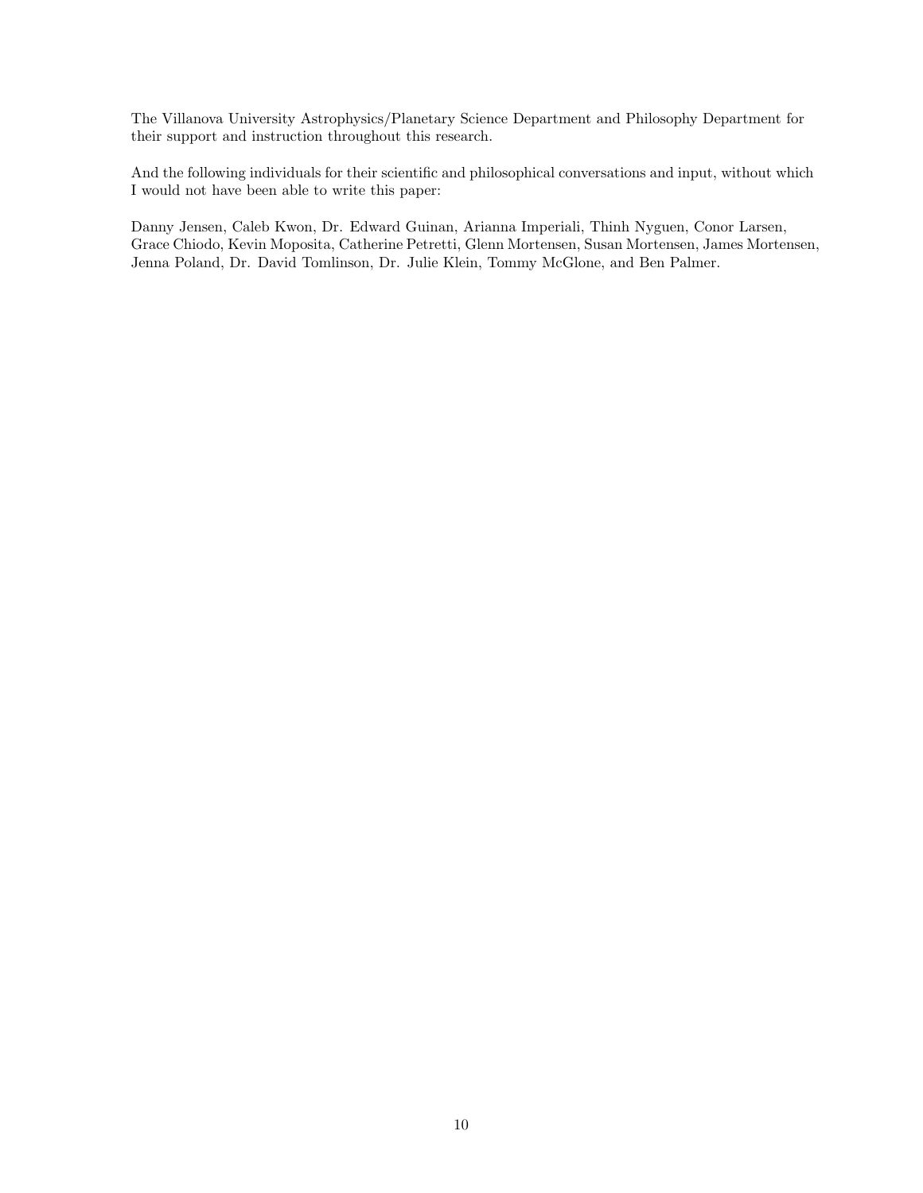The Villanova University Astrophysics/Planetary Science Department and Philosophy Department for their support and instruction throughout this research.

And the following individuals for their scientific and philosophical conversations and input, without which I would not have been able to write this paper:

Danny Jensen, Caleb Kwon, Dr. Edward Guinan, Arianna Imperiali, Thinh Nyguen, Conor Larsen, Grace Chiodo, Kevin Moposita, Catherine Petretti, Glenn Mortensen, Susan Mortensen, James Mortensen, Jenna Poland, Dr. David Tomlinson, Dr. Julie Klein, Tommy McGlone, and Ben Palmer.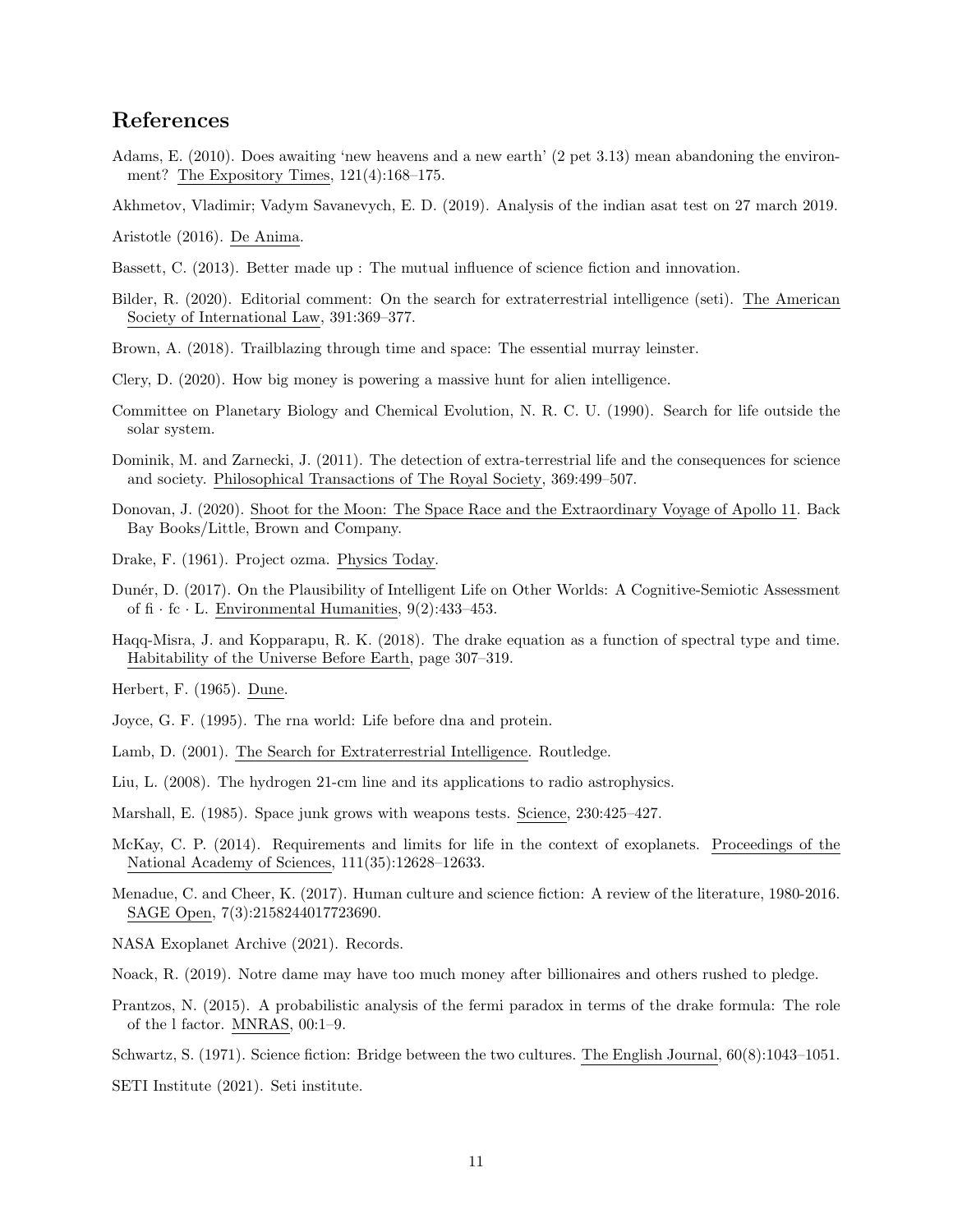## References

Adams, E. (2010). Does awaiting 'new heavens and a new earth' (2 pet 3.13) mean abandoning the environment? The Expository Times, 121(4):168–175.

Akhmetov, Vladimir; Vadym Savanevych, E. D. (2019). Analysis of the indian asat test on 27 march 2019.

Aristotle (2016). De Anima.

Bassett, C. (2013). Better made up : The mutual influence of science fiction and innovation.

Bilder, R. (2020). Editorial comment: On the search for extraterrestrial intelligence (seti). The American Society of International Law, 391:369–377.

Brown, A. (2018). Trailblazing through time and space: The essential murray leinster.

Clery, D. (2020). How big money is powering a massive hunt for alien intelligence.

Committee on Planetary Biology and Chemical Evolution, N. R. C. U. (1990). Search for life outside the solar system.

Dominik, M. and Zarnecki, J. (2011). The detection of extra-terrestrial life and the consequences for science and society. Philosophical Transactions of The Royal Society, 369:499–507.

Donovan, J. (2020). Shoot for the Moon: The Space Race and the Extraordinary Voyage of Apollo 11. Back Bay Books/Little, Brown and Company.

Drake, F. (1961). Project ozma. Physics Today.

Dunér, D. (2017). On the Plausibility of Intelligent Life on Other Worlds: A Cognitive-Semiotic Assessment of fi · fc · L. Environmental Humanities, 9(2):433–453.

Haqq-Misra, J. and Kopparapu, R. K. (2018). The drake equation as a function of spectral type and time. Habitability of the Universe Before Earth, page 307–319.

Herbert, F. (1965). Dune.

Joyce, G. F. (1995). The rna world: Life before dna and protein.

Lamb, D. (2001). The Search for Extraterrestrial Intelligence. Routledge.

Liu, L. (2008). The hydrogen 21-cm line and its applications to radio astrophysics.

Marshall, E. (1985). Space junk grows with weapons tests. Science, 230:425–427.

McKay, C. P. (2014). Requirements and limits for life in the context of exoplanets. Proceedings of the National Academy of Sciences, 111(35):12628–12633.

Menadue, C. and Cheer, K. (2017). Human culture and science fiction: A review of the literature, 1980-2016. SAGE Open, 7(3):2158244017723690.

NASA Exoplanet Archive (2021). Records.

Noack, R. (2019). Notre dame may have too much money after billionaires and others rushed to pledge.

Prantzos, N. (2015). A probabilistic analysis of the fermi paradox in terms of the drake formula: The role of the l factor. MNRAS, 00:1–9.

Schwartz, S. (1971). Science fiction: Bridge between the two cultures. The English Journal, 60(8):1043–1051.

SETI Institute (2021). Seti institute.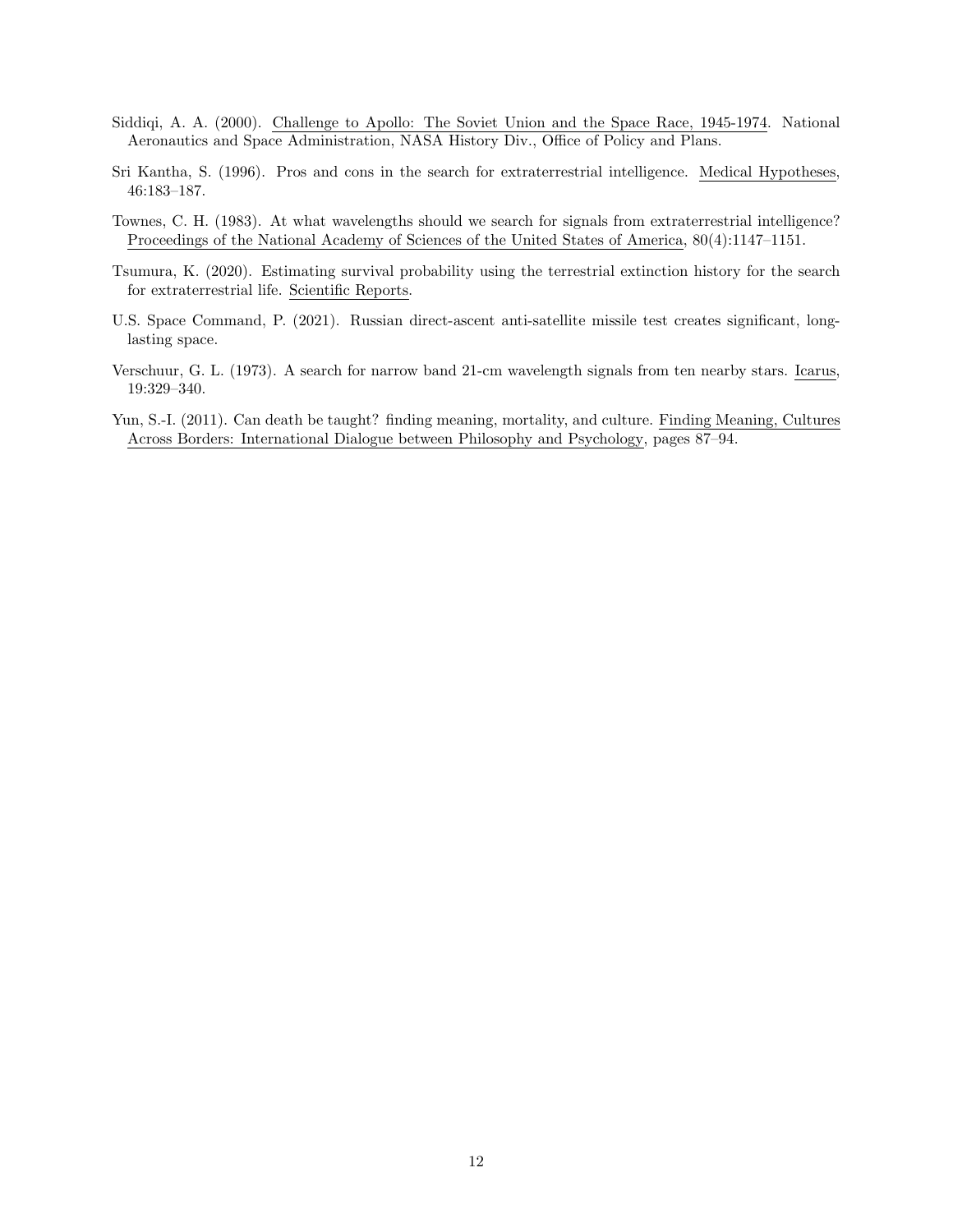Siddiqi, A. A. (2000). Challenge to Apollo: The Soviet Union and the Space Race, 1945-1974. National Aeronautics and Space Administration, NASA History Div., Office of Policy and Plans.

Sri Kantha, S. (1996). Pros and cons in the search for extraterrestrial intelligence. Medical Hypotheses, 46:183–187.

Townes, C. H. (1983). At what wavelengths should we search for signals from extraterrestrial intelligence? Proceedings of the National Academy of Sciences of the United States of America, 80(4):1147–1151.

Tsumura, K. (2020). Estimating survival probability using the terrestrial extinction history for the search for extraterrestrial life. Scientific Reports.

U.S. Space Command, P. (2021). Russian direct-ascent anti-satellite missile test creates significant, long-lasting space.

Verschuur, G. L. (1973). A search for narrow band 21-cm wavelength signals from ten nearby stars. Icarus, 19:329–340.

Yun, S.-I. (2011). Can death be taught? finding meaning, mortality, and culture. Finding Meaning, Cultures Across Borders: International Dialogue between Philosophy and Psychology, pages 87–94.